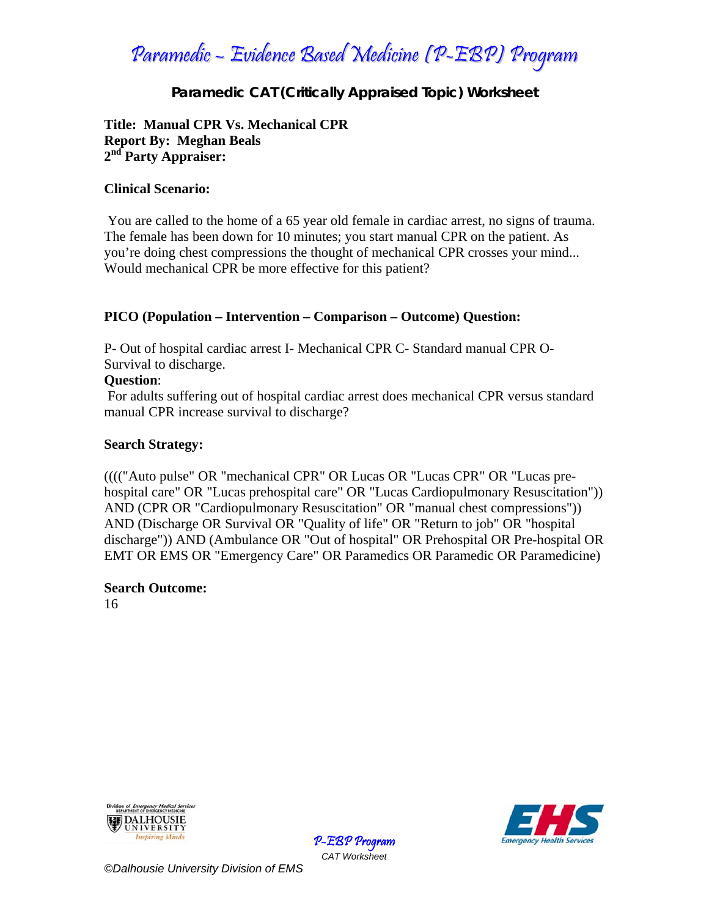# Paramedic – Evidence Based Medicine (P-EBP) Program

## Paramedic CAT (Critically Appraised Topic) Worksheet

**Title: Manual CPR Vs. Mechanical CPR**
**Report By: Meghan Beals**
**2nd Party Appraiser:**

**Clinical Scenario:**

You are called to the home of a 65 year old female in cardiac arrest, no signs of trauma. The female has been down for 10 minutes; you start manual CPR on the patient. As you're doing chest compressions the thought of mechanical CPR crosses your mind... Would mechanical CPR be more effective for this patient?

**PICO (Population – Intervention – Comparison – Outcome) Question:**

P- Out of hospital cardiac arrest I- Mechanical CPR C- Standard manual CPR O- Survival to discharge.

**Question**:
For adults suffering out of hospital cardiac arrest does mechanical CPR versus standard manual CPR increase survival to discharge?

**Search Strategy:**

(((("Auto pulse" OR "mechanical CPR" OR Lucas OR "Lucas CPR" OR "Lucas pre-hospital care" OR "Lucas prehospital care" OR "Lucas Cardiopulmonary Resuscitation")) AND (CPR OR "Cardiopulmonary Resuscitation" OR "manual chest compressions")) AND (Discharge OR Survival OR "Quality of life" OR "Return to job" OR "hospital discharge")) AND (Ambulance OR "Out of hospital" OR Prehospital OR Pre-hospital OR EMT OR EMS OR "Emergency Care" OR Paramedics OR Paramedic OR Paramedicine)

**Search Outcome:**
16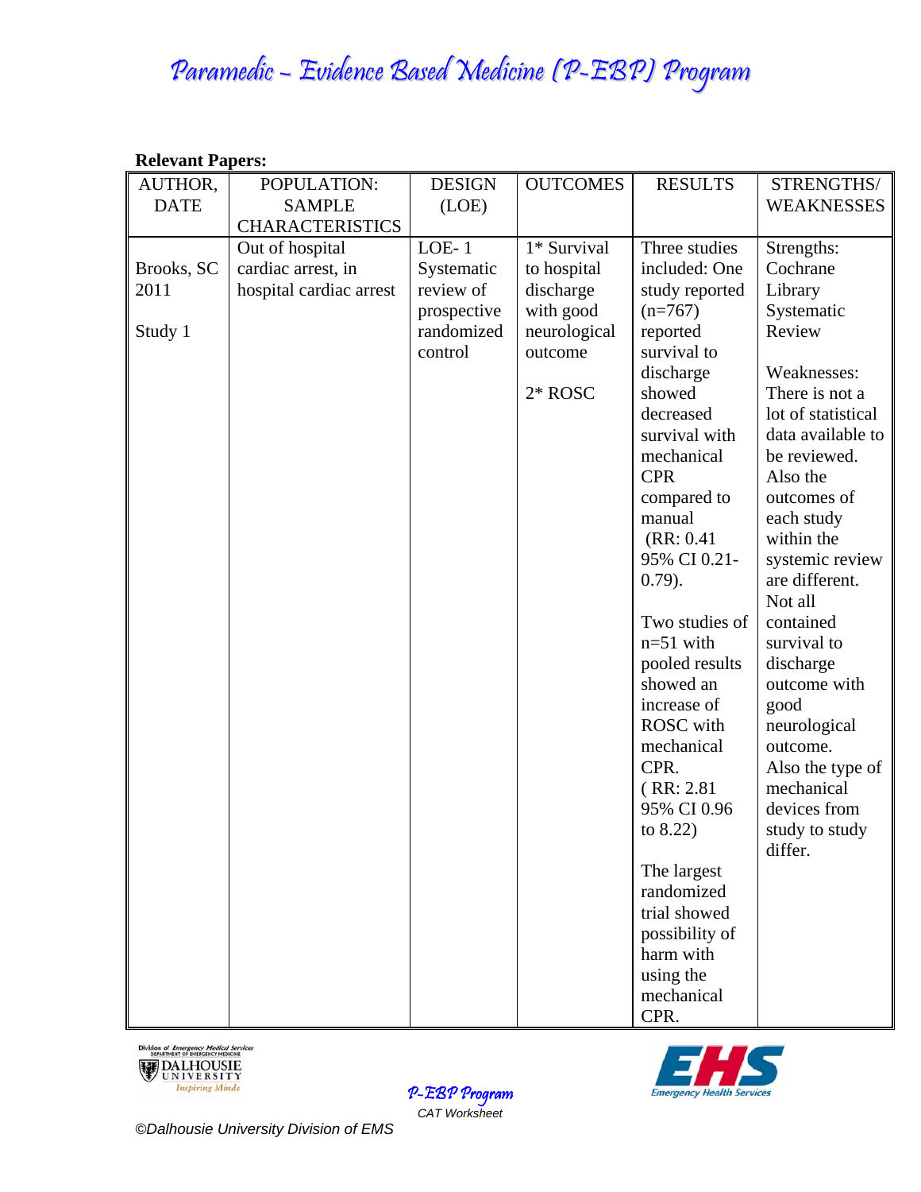**Relevant Papers:**

| AUTHOR, DATE | POPULATION: SAMPLE CHARACTERISTICS | DESIGN (LOE) | OUTCOMES | RESULTS | STRENGTHS/ WEAKNESSES |
|---|---|---|---|---|---|
| Brooks, SC 2011<br><br>Study 1 | Out of hospital cardiac arrest, in hospital cardiac arrest | LOE- 1 Systematic review of prospective randomized control | 1* Survival to hospital discharge with good neurological outcome<br><br>2* ROSC | Three studies included: One study reported (n=767) reported survival to discharge showed decreased survival with mechanical CPR compared to manual (RR: 0.41 95% CI 0.21-0.79).<br><br>Two studies of n=51 with pooled results showed an increase of ROSC with mechanical CPR. ( RR: 2.81 95% CI 0.96 to 8.22)<br><br>The largest randomized trial showed possibility of harm with using the mechanical CPR. | Strengths: Cochrane Library Systematic Review<br><br>Weaknesses: There is not a lot of statistical data available to be reviewed. Also the outcomes of each study within the systemic review are different. Not all contained survival to discharge outcome with good neurological outcome. Also the type of mechanical devices from study to study differ. |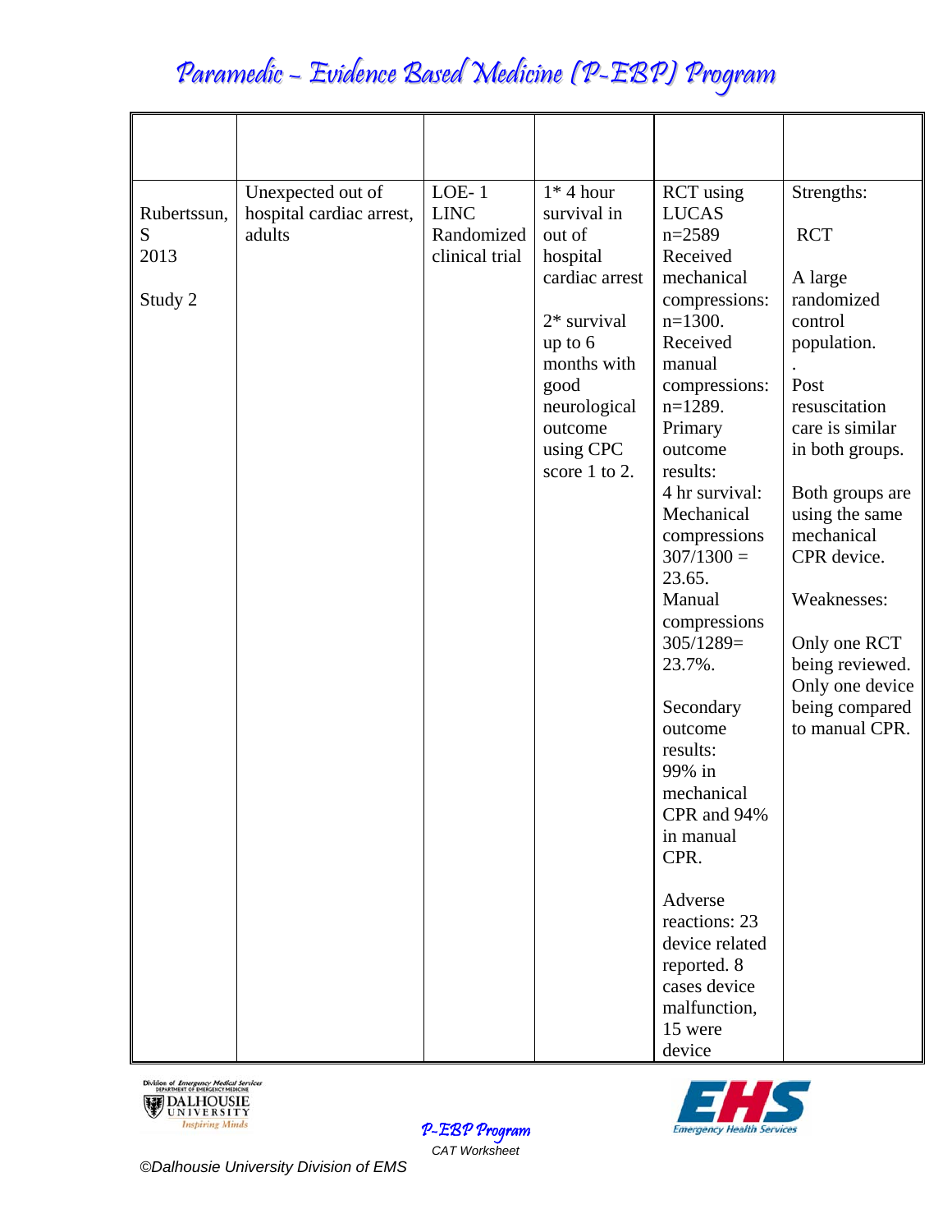| | | | | | |
|---|---|---|---|---|---|
| Rubertssun, S 2013<br><br>Study 2 | Unexpected out of hospital cardiac arrest, adults | LOE- 1 LINC Randomized clinical trial | 1* 4 hour survival in out of hospital cardiac arrest<br><br>2* survival up to 6 months with good neurological outcome using CPC score 1 to 2. | RCT using LUCAS n=2589 Received mechanical compressions: n=1300. Received manual compressions: n=1289. Primary outcome results: 4 hr survival: Mechanical compressions 307/1300 = 23.65. Manual compressions 305/1289= 23.7%.<br><br>Secondary outcome results: 99% in mechanical CPR and 94% in manual CPR.<br><br>Adverse reactions: 23 device related reported. 8 cases device malfunction, 15 were device | Strengths:<br><br>RCT<br><br>A large randomized control population.<br>.<br>Post resuscitation care is similar in both groups.<br><br>Both groups are using the same mechanical CPR device.<br><br>Weaknesses:<br><br>Only one RCT being reviewed. Only one device being compared to manual CPR. |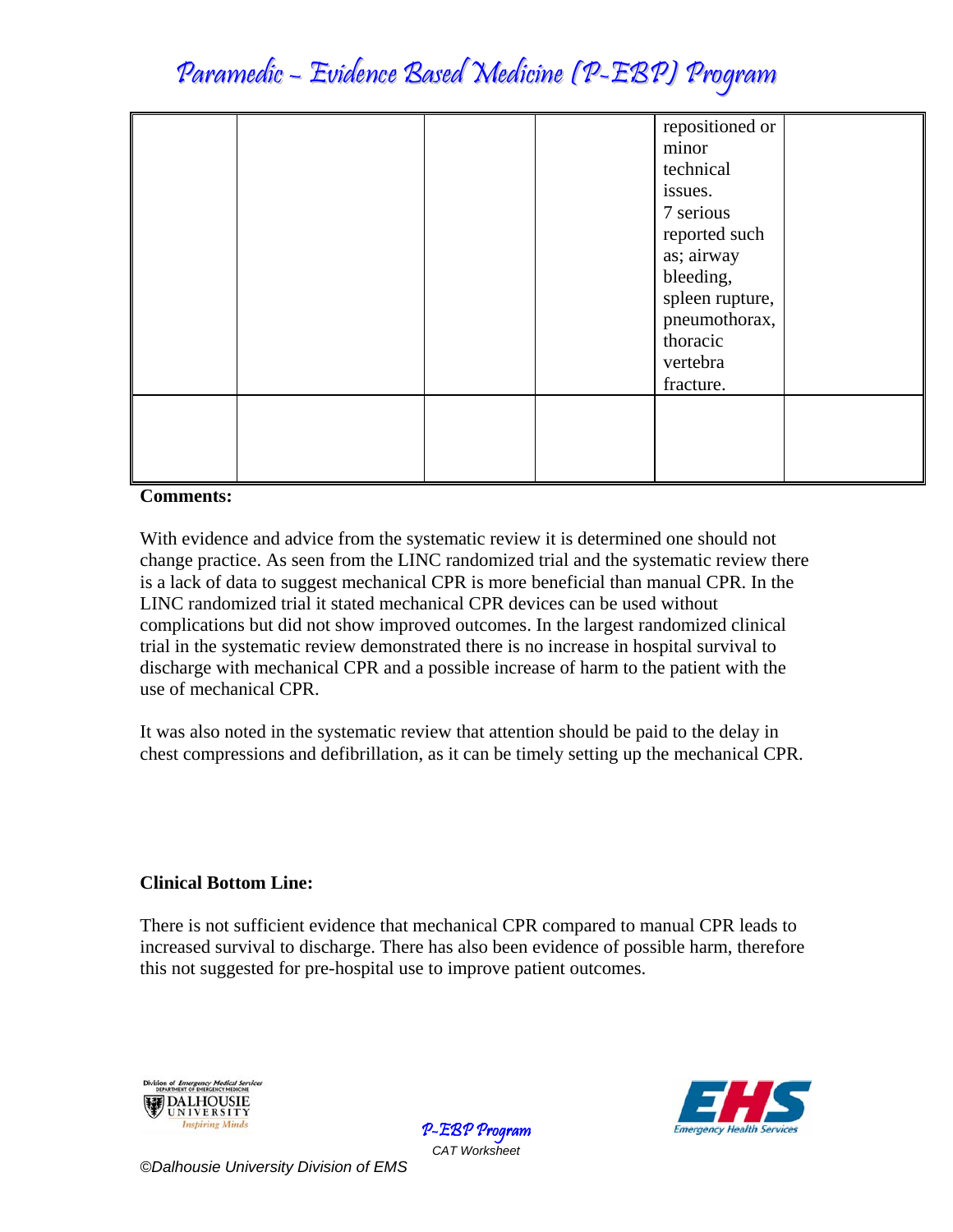| | | | | repositioned or minor technical issues. 7 serious reported such as; airway bleeding, spleen rupture, pneumothorax, thoracic vertebra fracture. | |
|---|---|---|---|---|---|
| | | | | | |

**Comments:**

With evidence and advice from the systematic review it is determined one should not change practice. As seen from the LINC randomized trial and the systematic review there is a lack of data to suggest mechanical CPR is more beneficial than manual CPR. In the LINC randomized trial it stated mechanical CPR devices can be used without complications but did not show improved outcomes. In the largest randomized clinical trial in the systematic review demonstrated there is no increase in hospital survival to discharge with mechanical CPR and a possible increase of harm to the patient with the use of mechanical CPR.

It was also noted in the systematic review that attention should be paid to the delay in chest compressions and defibrillation, as it can be timely setting up the mechanical CPR.

**Clinical Bottom Line:**

There is not sufficient evidence that mechanical CPR compared to manual CPR leads to increased survival to discharge. There has also been evidence of possible harm, therefore this not suggested for pre-hospital use to improve patient outcomes.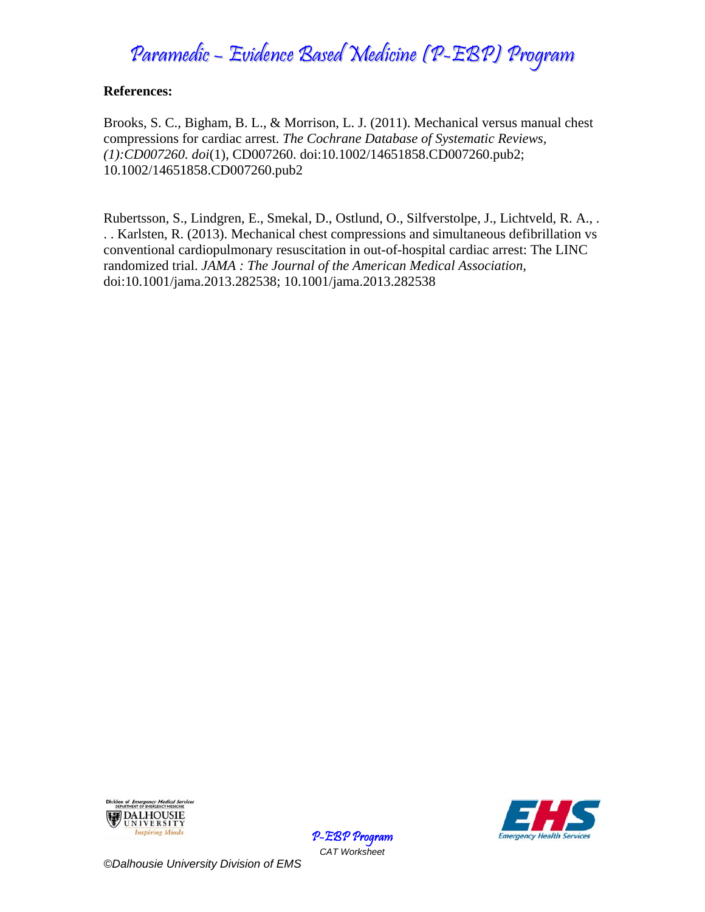**References:**

Brooks, S. C., Bigham, B. L., & Morrison, L. J. (2011). Mechanical versus manual chest compressions for cardiac arrest. *The Cochrane Database of Systematic Reviews, (1):CD007260. doi*(1), CD007260. doi:10.1002/14651858.CD007260.pub2; 10.1002/14651858.CD007260.pub2

Rubertsson, S., Lindgren, E., Smekal, D., Ostlund, O., Silfverstolpe, J., Lichtveld, R. A., . . . Karlsten, R. (2013). Mechanical chest compressions and simultaneous defibrillation vs conventional cardiopulmonary resuscitation in out-of-hospital cardiac arrest: The LINC randomized trial. *JAMA : The Journal of the American Medical Association,* doi:10.1001/jama.2013.282538; 10.1001/jama.2013.282538